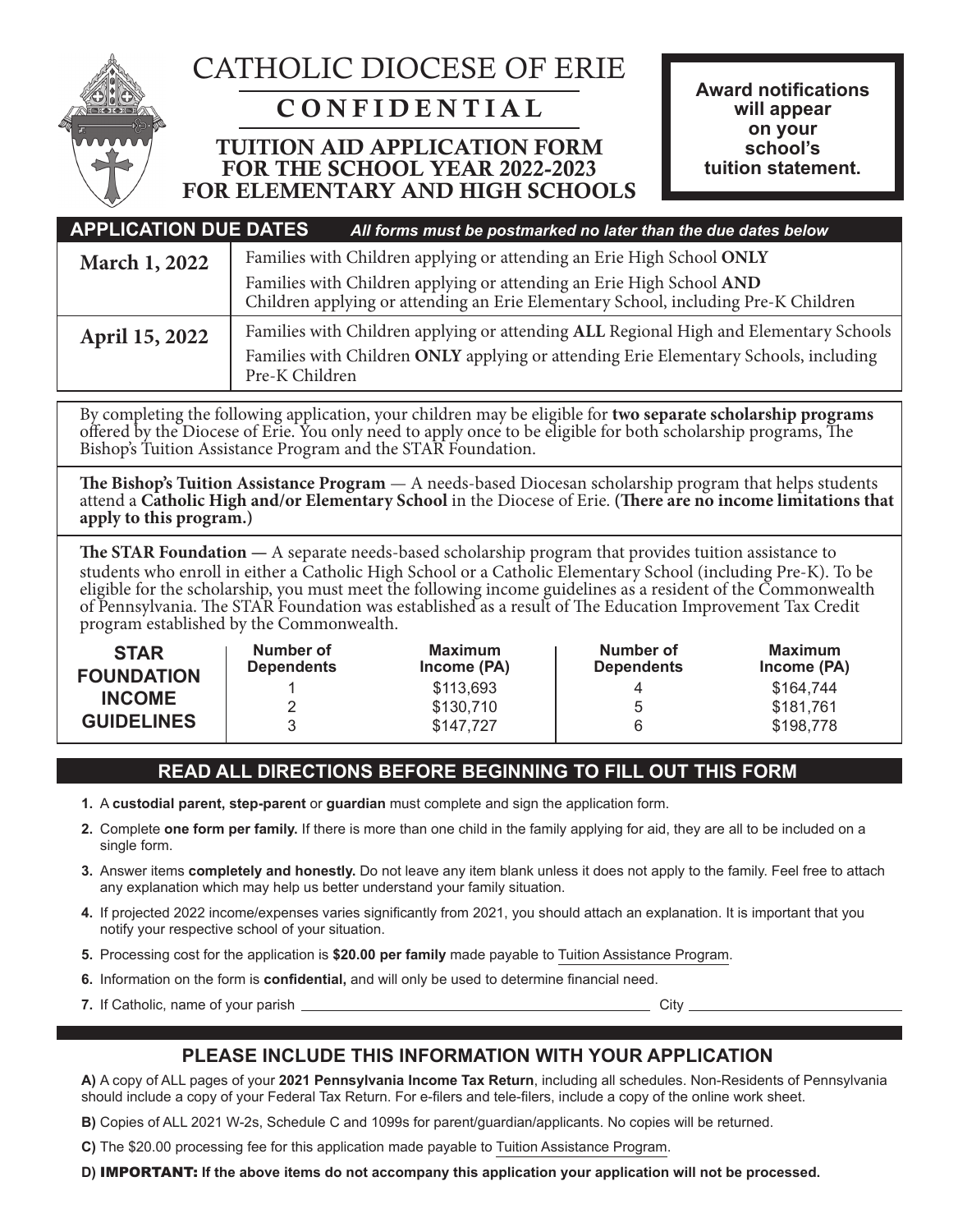# CATHOLIC DIOCESE OF ERIE

## CONFIDENTIAL

## TUITION AID APPLICATION FORM FOR THE SCHOOL YEAR 2022-2023 FOR ELEMENTARY AND HIGH SCHOOLS

**Award notifications will appear on your school's tuition statement.**

| APPLICATION DUE DATES | *All forms must be postmarked no later than the due dates below* |
|---|---|
| **March 1, 2022** | Families with Children applying or attending an Erie High School **ONLY**<br>Families with Children applying or attending an Erie High School **AND** Children applying or attending an Erie Elementary School, including Pre-K Children |
| **April 15, 2022** | Families with Children applying or attending **ALL** Regional High and Elementary Schools<br>Families with Children **ONLY** applying or attending Erie Elementary Schools, including Pre-K Children |

By completing the following application, your children may be eligible for **two separate scholarship programs** offered by the Diocese of Erie. You only need to apply once to be eligible for both scholarship programs, The Bishop's Tuition Assistance Program and the STAR Foundation.

**The Bishop's Tuition Assistance Program** — A needs-based Diocesan scholarship program that helps students attend a **Catholic High and/or Elementary School** in the Diocese of Erie. **(There are no income limitations that apply to this program.)**

**The STAR Foundation —** A separate needs-based scholarship program that provides tuition assistance to students who enroll in either a Catholic High School or a Catholic Elementary School (including Pre-K). To be eligible for the scholarship, you must meet the following income guidelines as a resident of the Commonwealth of Pennsylvania. The STAR Foundation was established as a result of The Education Improvement Tax Credit program established by the Commonwealth.

| STAR FOUNDATION INCOME GUIDELINES | Number of Dependents | Maximum Income (PA) | Number of Dependents | Maximum Income (PA) |
|---|---|---|---|---|
| | 1 | $113,693 | 4 | $164,744 |
| | 2 | $130,710 | 5 | $181,761 |
| | 3 | $147,727 | 6 | $198,778 |

## READ ALL DIRECTIONS BEFORE BEGINNING TO FILL OUT THIS FORM

1. A **custodial parent, step-parent** or **guardian** must complete and sign the application form.
2. Complete **one form per family.** If there is more than one child in the family applying for aid, they are all to be included on a single form.
3. Answer items **completely and honestly.** Do not leave any item blank unless it does not apply to the family. Feel free to attach any explanation which may help us better understand your family situation.
4. If projected 2022 income/expenses varies significantly from 2021, you should attach an explanation. It is important that you notify your respective school of your situation.
5. Processing cost for the application is **$20.00 per family** made payable to Tuition Assistance Program.
6. Information on the form is **confidential,** and will only be used to determine financial need.
7. If Catholic, name of your parish ______________________ City ______________________

## PLEASE INCLUDE THIS INFORMATION WITH YOUR APPLICATION

**A)** A copy of ALL pages of your **2021 Pennsylvania Income Tax Return**, including all schedules. Non-Residents of Pennsylvania should include a copy of your Federal Tax Return. For e-filers and tele-filers, include a copy of the online work sheet.

**B)** Copies of ALL 2021 W-2s, Schedule C and 1099s for parent/guardian/applicants. No copies will be returned.

**C)** The $20.00 processing fee for this application made payable to Tuition Assistance Program.

**D) IMPORTANT: If the above items do not accompany this application your application will not be processed.**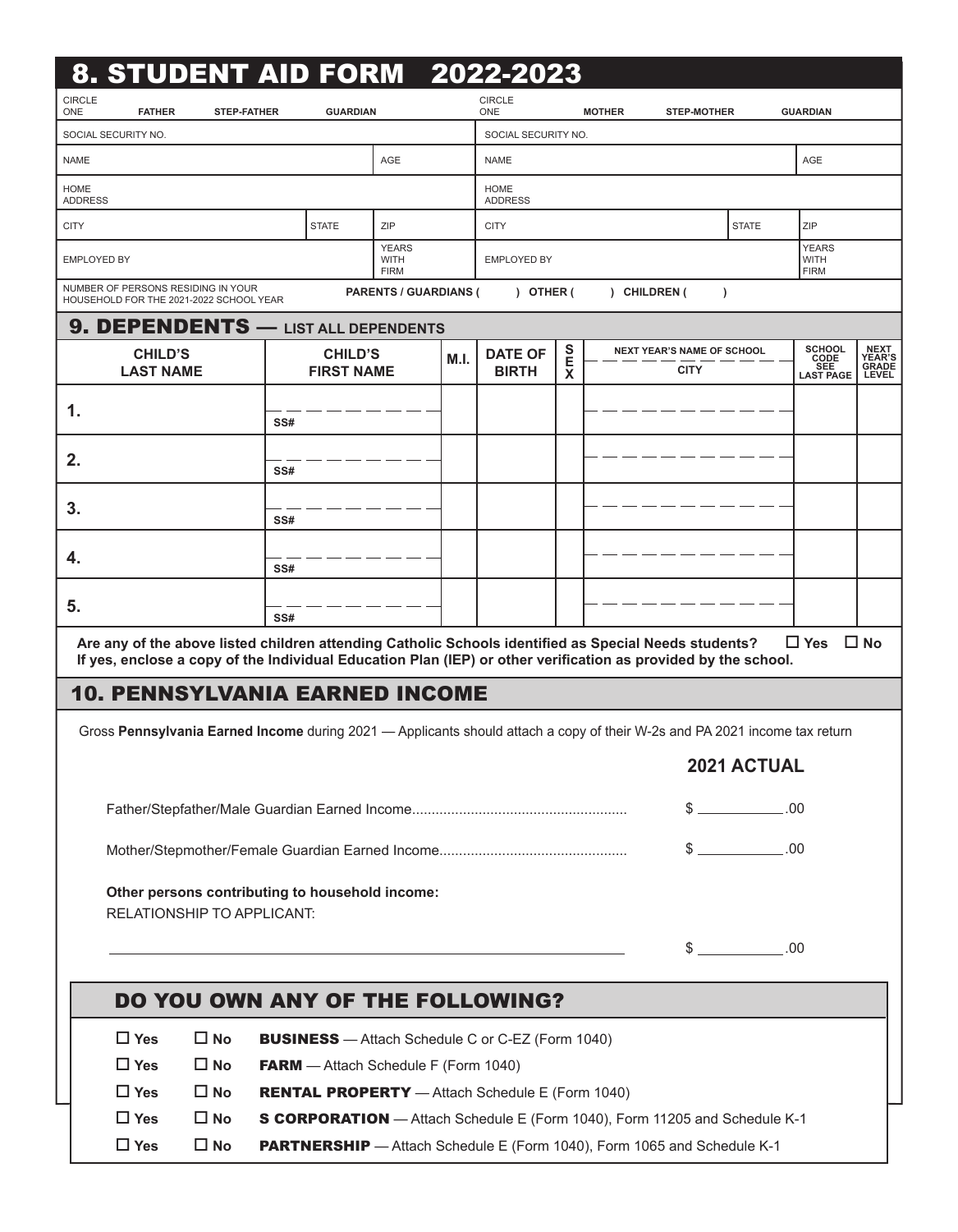# 8. STUDENT AID FORM 2022-2023

| CIRCLE ONE: FATHER / STEP-FATHER / GUARDIAN | | CIRCLE ONE: MOTHER / STEP-MOTHER / GUARDIAN | |
|---|---|---|---|
| SOCIAL SECURITY NO. | | SOCIAL SECURITY NO. | |
| NAME | AGE | NAME | AGE |
| HOME ADDRESS | | HOME ADDRESS | |
| CITY / STATE / ZIP | | CITY / STATE / ZIP | |
| EMPLOYED BY | YEARS WITH FIRM | EMPLOYED BY | YEARS WITH FIRM |

NUMBER OF PERSONS RESIDING IN YOUR HOUSEHOLD FOR THE 2021-2022 SCHOOL YEAR **PARENTS / GUARDIANS ( ) OTHER ( ) CHILDREN ( )**

## 9. DEPENDENTS — LIST ALL DEPENDENTS

| CHILD'S LAST NAME | CHILD'S FIRST NAME | M.I. | DATE OF BIRTH | SEX | NEXT YEAR'S NAME OF SCHOOL / CITY | SCHOOL CODE SEE LAST PAGE | NEXT YEAR'S GRADE LEVEL |
|---|---|---|---|---|---|---|---|
| 1. | SS# | | | | | | |
| 2. | SS# | | | | | | |
| 3. | SS# | | | | | | |
| 4. | SS# | | | | | | |
| 5. | SS# | | | | | | |

**Are any of the above listed children attending Catholic Schools identified as Special Needs students?** ☐ Yes ☐ No
**If yes, enclose a copy of the Individual Education Plan (IEP) or other verification as provided by the school.**

## 10. PENNSYLVANIA EARNED INCOME

Gross **Pennsylvania Earned Income** during 2021 — Applicants should attach a copy of their W-2s and PA 2021 income tax return

**2021 ACTUAL**

Father/Stepfather/Male Guardian Earned Income........................................ $ ________.00

Mother/Stepmother/Female Guardian Earned Income........................................ $ ________.00

**Other persons contributing to household income:**
RELATIONSHIP TO APPLICANT:

______________________________________________ $ ________.00

## DO YOU OWN ANY OF THE FOLLOWING?

- ☐ Yes ☐ No **BUSINESS** — Attach Schedule C or C-EZ (Form 1040)
- ☐ Yes ☐ No **FARM** — Attach Schedule F (Form 1040)
- ☐ Yes ☐ No **RENTAL PROPERTY** — Attach Schedule E (Form 1040)
- ☐ Yes ☐ No **S CORPORATION** — Attach Schedule E (Form 1040), Form 11205 and Schedule K-1
- ☐ Yes ☐ No **PARTNERSHIP** — Attach Schedule E (Form 1040), Form 1065 and Schedule K-1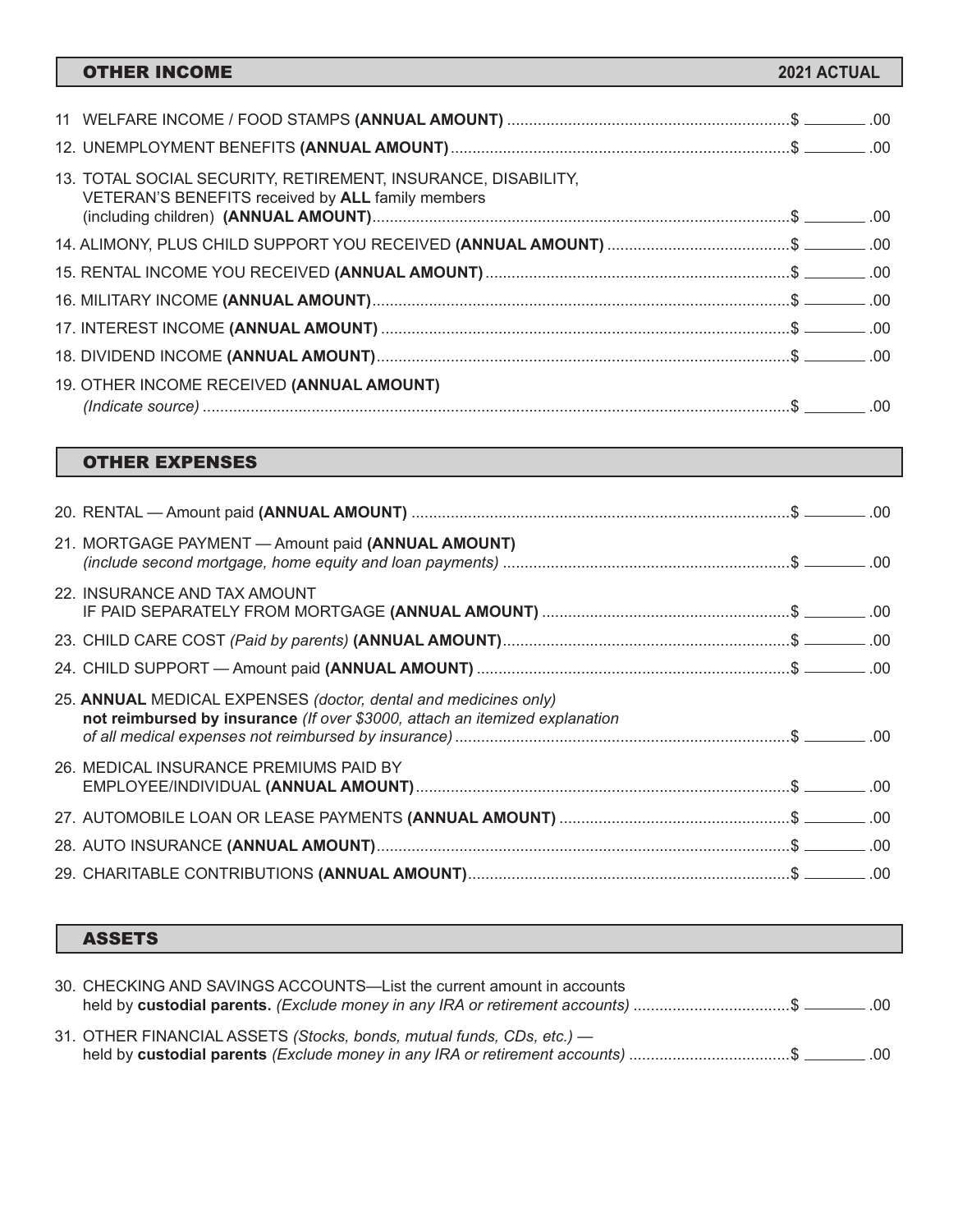## OTHER INCOME — 2021 ACTUAL

11 WELFARE INCOME / FOOD STAMPS **(ANNUAL AMOUNT)** ............ $ ________ .00

12. UNEMPLOYMENT BENEFITS **(ANNUAL AMOUNT)** ............ $ ________ .00

13. TOTAL SOCIAL SECURITY, RETIREMENT, INSURANCE, DISABILITY, VETERAN'S BENEFITS received by **ALL** family members (including children) **(ANNUAL AMOUNT)** ............ $ ________ .00

14. ALIMONY, PLUS CHILD SUPPORT YOU RECEIVED **(ANNUAL AMOUNT)** ............ $ ________ .00

15. RENTAL INCOME YOU RECEIVED **(ANNUAL AMOUNT)** ............ $ ________ .00

16. MILITARY INCOME **(ANNUAL AMOUNT)** ............ $ ________ .00

17. INTEREST INCOME **(ANNUAL AMOUNT)** ............ $ ________ .00

18. DIVIDEND INCOME **(ANNUAL AMOUNT)** ............ $ ________ .00

19. OTHER INCOME RECEIVED **(ANNUAL AMOUNT)** *(Indicate source)* ............ $ ________ .00

## OTHER EXPENSES

20. RENTAL — Amount paid **(ANNUAL AMOUNT)** ............ $ ________ .00

21. MORTGAGE PAYMENT — Amount paid **(ANNUAL AMOUNT)** *(include second mortgage, home equity and loan payments)* ............ $ ________ .00

22. INSURANCE AND TAX AMOUNT IF PAID SEPARATELY FROM MORTGAGE **(ANNUAL AMOUNT)** ............ $ ________ .00

23. CHILD CARE COST *(Paid by parents)* **(ANNUAL AMOUNT)** ............ $ ________ .00

24. CHILD SUPPORT — Amount paid **(ANNUAL AMOUNT)** ............ $ ________ .00

25. **ANNUAL** MEDICAL EXPENSES *(doctor, dental and medicines only)* **not reimbursed by insurance** *(If over $3000, attach an itemized explanation of all medical expenses not reimbursed by insurance)* ............ $ ________ .00

26. MEDICAL INSURANCE PREMIUMS PAID BY EMPLOYEE/INDIVIDUAL **(ANNUAL AMOUNT)** ............ $ ________ .00

27. AUTOMOBILE LOAN OR LEASE PAYMENTS **(ANNUAL AMOUNT)** ............ $ ________ .00

28. AUTO INSURANCE **(ANNUAL AMOUNT)** ............ $ ________ .00

29. CHARITABLE CONTRIBUTIONS **(ANNUAL AMOUNT)** ............ $ ________ .00

## ASSETS

30. CHECKING AND SAVINGS ACCOUNTS—List the current amount in accounts held by **custodial parents.** *(Exclude money in any IRA or retirement accounts)* ............ $ ________ .00

31. OTHER FINANCIAL ASSETS *(Stocks, bonds, mutual funds, CDs, etc.)* — held by **custodial parents** *(Exclude money in any IRA or retirement accounts)* ............ $ ________ .00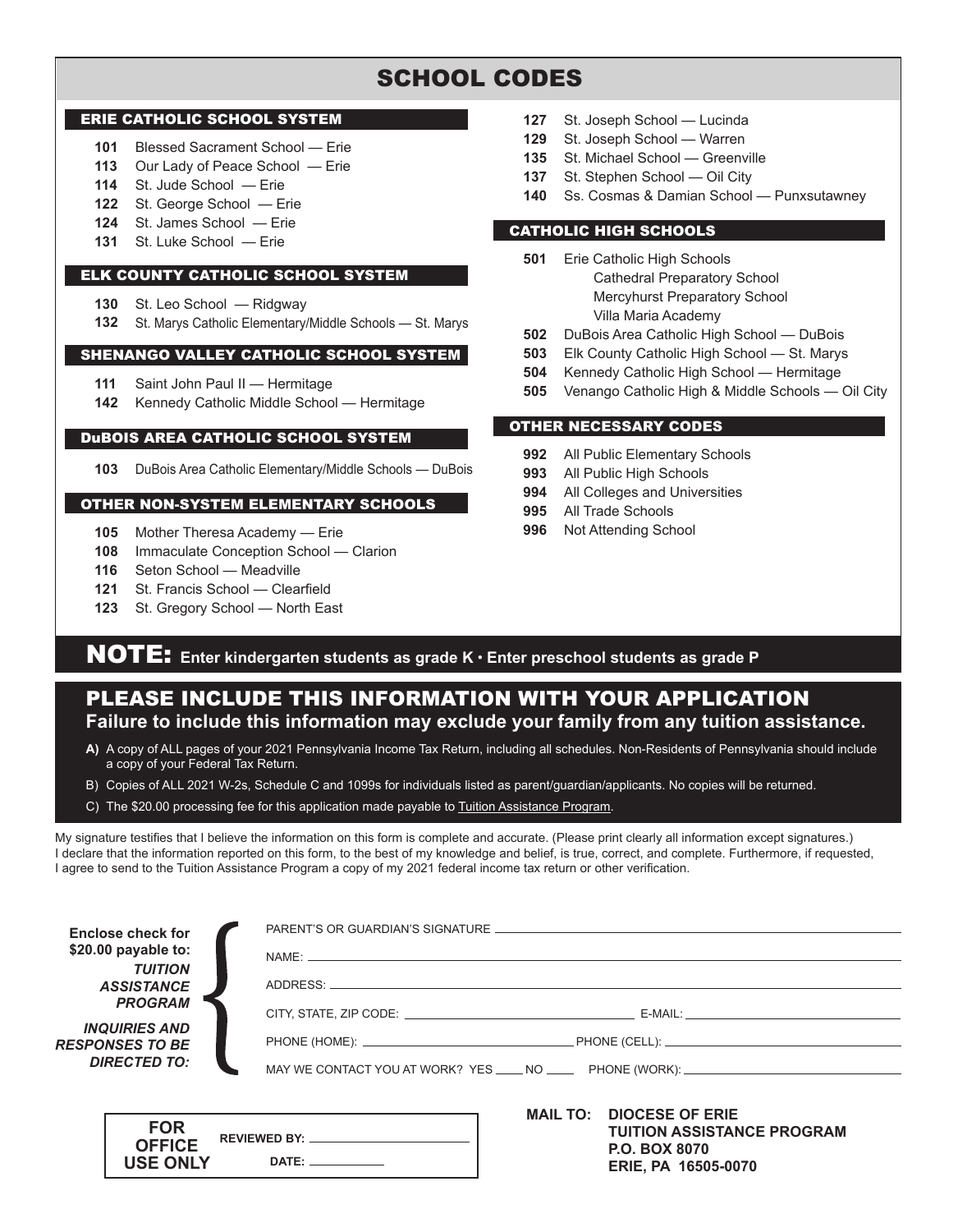# SCHOOL CODES

## ERIE CATHOLIC SCHOOL SYSTEM

- **101** Blessed Sacrament School — Erie
- **113** Our Lady of Peace School — Erie
- **114** St. Jude School — Erie
- **122** St. George School — Erie
- **124** St. James School — Erie
- **131** St. Luke School — Erie

## ELK COUNTY CATHOLIC SCHOOL SYSTEM

- **130** St. Leo School — Ridgway
- **132** St. Marys Catholic Elementary/Middle Schools — St. Marys

## SHENANGO VALLEY CATHOLIC SCHOOL SYSTEM

- **111** Saint John Paul II — Hermitage
- **142** Kennedy Catholic Middle School — Hermitage

## DuBOIS AREA CATHOLIC SCHOOL SYSTEM

- **103** DuBois Area Catholic Elementary/Middle Schools — DuBois

## OTHER NON-SYSTEM ELEMENTARY SCHOOLS

- **105** Mother Theresa Academy — Erie
- **108** Immaculate Conception School — Clarion
- **116** Seton School — Meadville
- **121** St. Francis School — Clearfield
- **123** St. Gregory School — North East
- **127** St. Joseph School — Lucinda
- **129** St. Joseph School — Warren
- **135** St. Michael School — Greenville
- **137** St. Stephen School — Oil City
- **140** Ss. Cosmas & Damian School — Punxsutawney

## CATHOLIC HIGH SCHOOLS

- **501** Erie Catholic High Schools
  - Cathedral Preparatory School
  - Mercyhurst Preparatory School
  - Villa Maria Academy
- **502** DuBois Area Catholic High School — DuBois
- **503** Elk County Catholic High School — St. Marys
- **504** Kennedy Catholic High School — Hermitage
- **505** Venango Catholic High & Middle Schools — Oil City

## OTHER NECESSARY CODES

- **992** All Public Elementary Schools
- **993** All Public High Schools
- **994** All Colleges and Universities
- **995** All Trade Schools
- **996** Not Attending School

**NOTE: Enter kindergarten students as grade K · Enter preschool students as grade P**

## PLEASE INCLUDE THIS INFORMATION WITH YOUR APPLICATION

**Failure to include this information may exclude your family from any tuition assistance.**

A) A copy of ALL pages of your 2021 Pennsylvania Income Tax Return, including all schedules. Non-Residents of Pennsylvania should include a copy of your Federal Tax Return.

B) Copies of ALL 2021 W-2s, Schedule C and 1099s for individuals listed as parent/guardian/applicants. No copies will be returned.

C) The $20.00 processing fee for this application made payable to Tuition Assistance Program.

My signature testifies that I believe the information on this form is complete and accurate. (Please print clearly all information except signatures.) I declare that the information reported on this form, to the best of my knowledge and belief, is true, correct, and complete. Furthermore, if requested, I agree to send to the Tuition Assistance Program a copy of my 2021 federal income tax return or other verification.

**Enclose check for $20.00 payable to: *TUITION ASSISTANCE PROGRAM***

***INQUIRIES AND RESPONSES TO BE DIRECTED TO:***

PARENT'S OR GUARDIAN'S SIGNATURE ____________________

NAME: ____________________

ADDRESS: ____________________

CITY, STATE, ZIP CODE: ____________________ E-MAIL: ____________________

PHONE (HOME): ____________________ PHONE (CELL): ____________________

MAY WE CONTACT YOU AT WORK? YES ____ NO ____ PHONE (WORK): ____________________

**FOR OFFICE USE ONLY**

REVIEWED BY: ____________________

DATE: __________

**MAIL TO: DIOCESE OF ERIE**
**TUITION ASSISTANCE PROGRAM**
**P.O. BOX 8070**
**ERIE, PA 16505-0070**